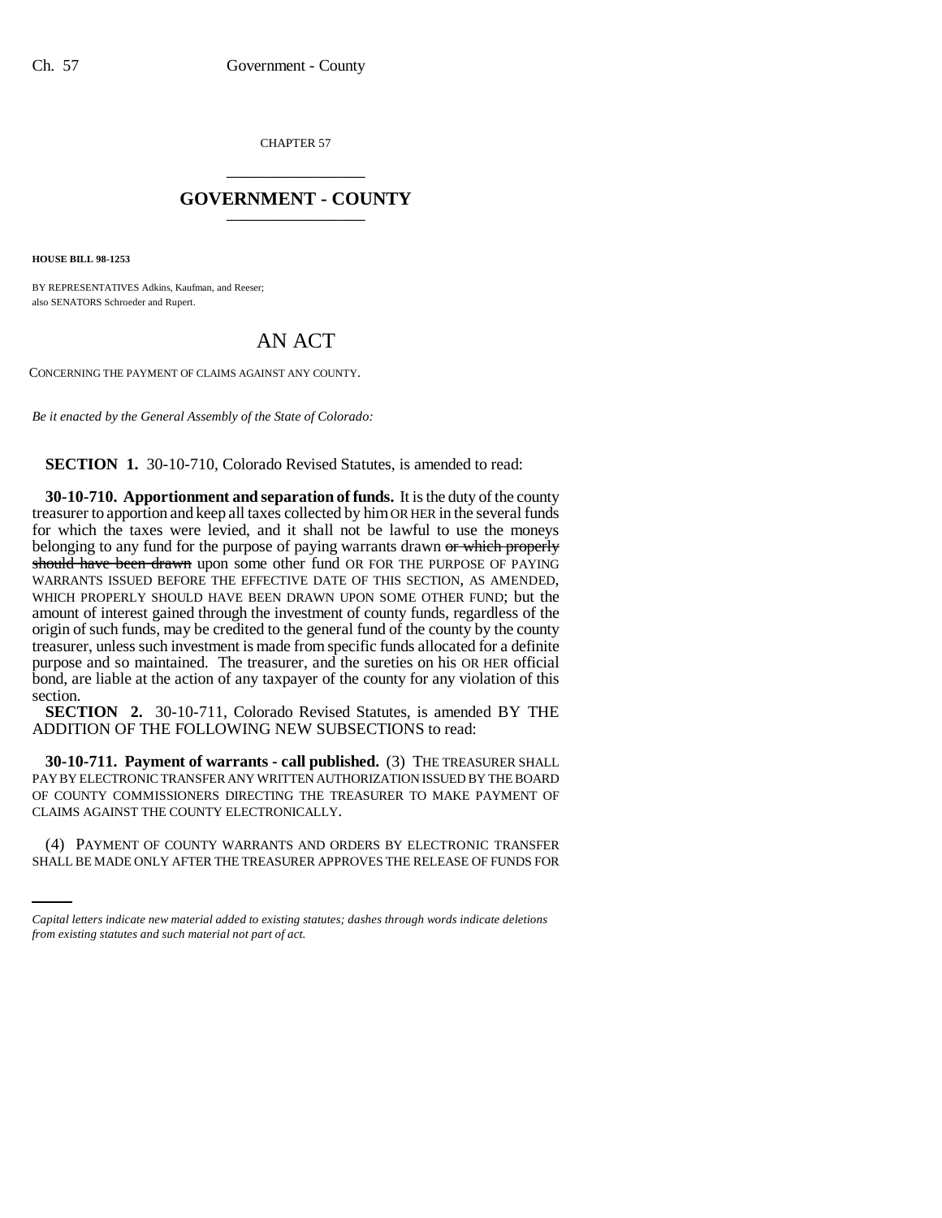CHAPTER 57

\_\_\_\_\_\_\_\_\_\_\_\_\_\_\_\_\_\_\_\_

# GOVERNMENT - COUNTY

\_\_\_\_\_\_\_\_\_\_\_\_\_\_\_\_\_\_\_\_

**HOUSE BILL 98-1253**

BY REPRESENTATIVES Adkins, Kaufman, and Reeser;
also SENATORS Schroeder and Rupert.

# AN ACT

CONCERNING THE PAYMENT OF CLAIMS AGAINST ANY COUNTY.

*Be it enacted by the General Assembly of the State of Colorado:*

**SECTION 1.** 30-10-710, Colorado Revised Statutes, is amended to read:

**30-10-710. Apportionment and separation of funds.** It is the duty of the county treasurer to apportion and keep all taxes collected by him OR HER in the several funds for which the taxes were levied, and it shall not be lawful to use the moneys belonging to any fund for the purpose of paying warrants drawn ~~or which properly should have been drawn~~ upon some other fund OR FOR THE PURPOSE OF PAYING WARRANTS ISSUED BEFORE THE EFFECTIVE DATE OF THIS SECTION, AS AMENDED, WHICH PROPERLY SHOULD HAVE BEEN DRAWN UPON SOME OTHER FUND; but the amount of interest gained through the investment of county funds, regardless of the origin of such funds, may be credited to the general fund of the county by the county treasurer, unless such investment is made from specific funds allocated for a definite purpose and so maintained. The treasurer, and the sureties on his OR HER official bond, are liable at the action of any taxpayer of the county for any violation of this section.

**SECTION 2.** 30-10-711, Colorado Revised Statutes, is amended BY THE ADDITION OF THE FOLLOWING NEW SUBSECTIONS to read:

**30-10-711. Payment of warrants - call published.** (3) THE TREASURER SHALL PAY BY ELECTRONIC TRANSFER ANY WRITTEN AUTHORIZATION ISSUED BY THE BOARD OF COUNTY COMMISSIONERS DIRECTING THE TREASURER TO MAKE PAYMENT OF CLAIMS AGAINST THE COUNTY ELECTRONICALLY.

(4) PAYMENT OF COUNTY WARRANTS AND ORDERS BY ELECTRONIC TRANSFER SHALL BE MADE ONLY AFTER THE TREASURER APPROVES THE RELEASE OF FUNDS FOR

*Capital letters indicate new material added to existing statutes; dashes through words indicate deletions from existing statutes and such material not part of act.*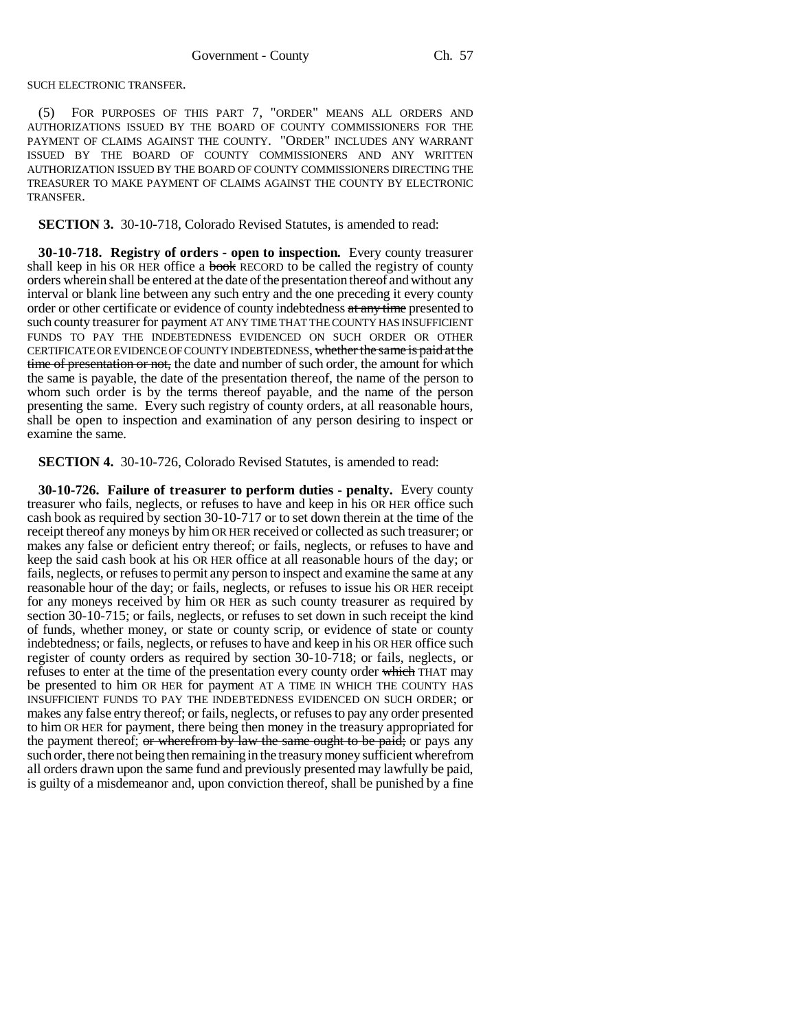SUCH ELECTRONIC TRANSFER.

(5) FOR PURPOSES OF THIS PART 7, "ORDER" MEANS ALL ORDERS AND AUTHORIZATIONS ISSUED BY THE BOARD OF COUNTY COMMISSIONERS FOR THE PAYMENT OF CLAIMS AGAINST THE COUNTY. "ORDER" INCLUDES ANY WARRANT ISSUED BY THE BOARD OF COUNTY COMMISSIONERS AND ANY WRITTEN AUTHORIZATION ISSUED BY THE BOARD OF COUNTY COMMISSIONERS DIRECTING THE TREASURER TO MAKE PAYMENT OF CLAIMS AGAINST THE COUNTY BY ELECTRONIC TRANSFER.

**SECTION 3.** 30-10-718, Colorado Revised Statutes, is amended to read:

**30-10-718. Registry of orders - open to inspection.** Every county treasurer shall keep in his OR HER office a ~~book~~ RECORD to be called the registry of county orders wherein shall be entered at the date of the presentation thereof and without any interval or blank line between any such entry and the one preceding it every county order or other certificate or evidence of county indebtedness ~~at any time~~ presented to such county treasurer for payment AT ANY TIME THAT THE COUNTY HAS INSUFFICIENT FUNDS TO PAY THE INDEBTEDNESS EVIDENCED ON SUCH ORDER OR OTHER CERTIFICATE OR EVIDENCE OF COUNTY INDEBTEDNESS, ~~whether the same is paid at the time of presentation or not,~~ the date and number of such order, the amount for which the same is payable, the date of the presentation thereof, the name of the person to whom such order is by the terms thereof payable, and the name of the person presenting the same. Every such registry of county orders, at all reasonable hours, shall be open to inspection and examination of any person desiring to inspect or examine the same.

**SECTION 4.** 30-10-726, Colorado Revised Statutes, is amended to read:

**30-10-726. Failure of treasurer to perform duties - penalty.** Every county treasurer who fails, neglects, or refuses to have and keep in his OR HER office such cash book as required by section 30-10-717 or to set down therein at the time of the receipt thereof any moneys by him OR HER received or collected as such treasurer; or makes any false or deficient entry thereof; or fails, neglects, or refuses to have and keep the said cash book at his OR HER office at all reasonable hours of the day; or fails, neglects, or refuses to permit any person to inspect and examine the same at any reasonable hour of the day; or fails, neglects, or refuses to issue his OR HER receipt for any moneys received by him OR HER as such county treasurer as required by section 30-10-715; or fails, neglects, or refuses to set down in such receipt the kind of funds, whether money, or state or county scrip, or evidence of state or county indebtedness; or fails, neglects, or refuses to have and keep in his OR HER office such register of county orders as required by section 30-10-718; or fails, neglects, or refuses to enter at the time of the presentation every county order ~~which~~ THAT may be presented to him OR HER for payment AT A TIME IN WHICH THE COUNTY HAS INSUFFICIENT FUNDS TO PAY THE INDEBTEDNESS EVIDENCED ON SUCH ORDER; or makes any false entry thereof; or fails, neglects, or refuses to pay any order presented to him OR HER for payment, there being then money in the treasury appropriated for the payment thereof; ~~or wherefrom by law the same ought to be paid;~~ or pays any such order, there not being then remaining in the treasury money sufficient wherefrom all orders drawn upon the same fund and previously presented may lawfully be paid, is guilty of a misdemeanor and, upon conviction thereof, shall be punished by a fine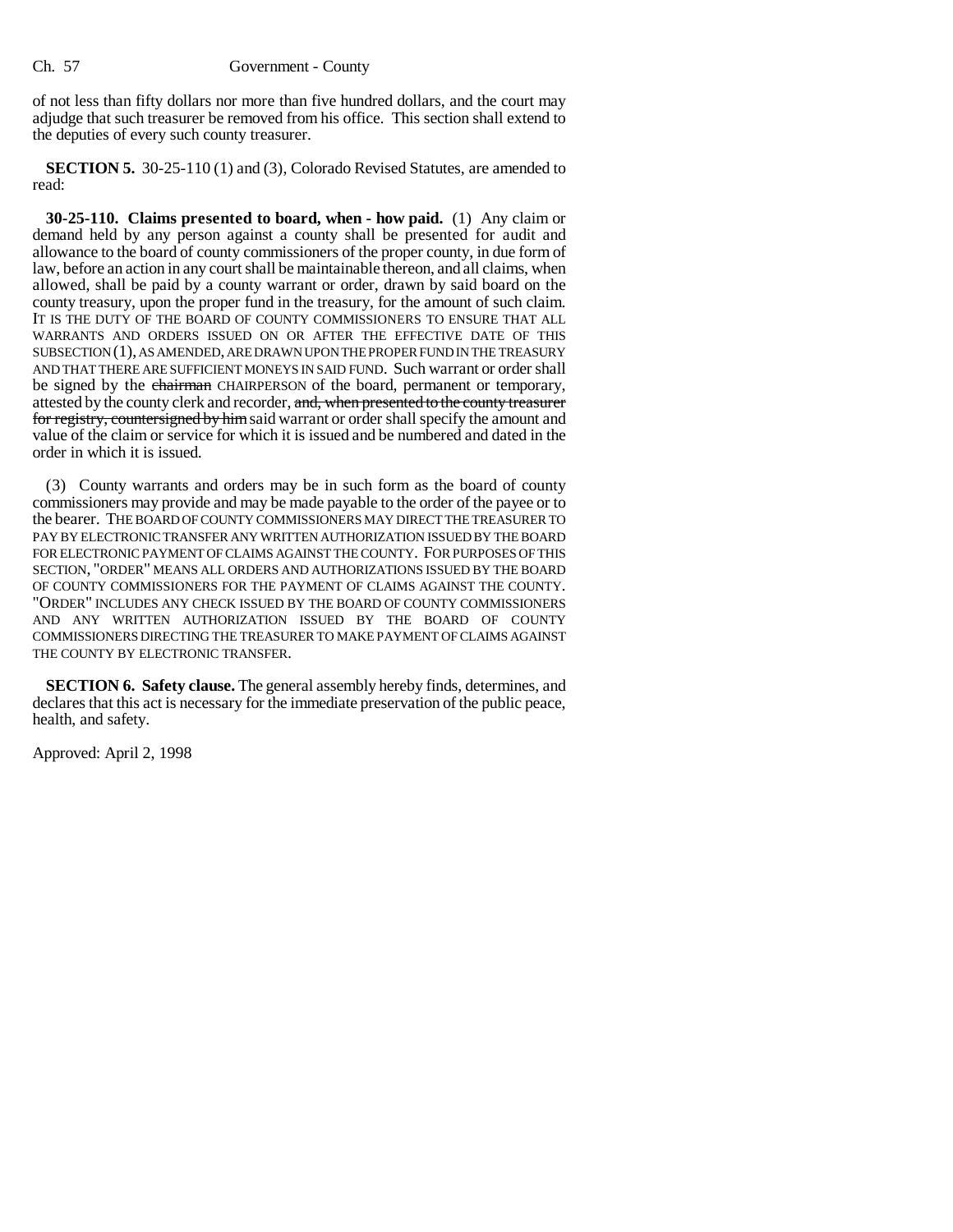of not less than fifty dollars nor more than five hundred dollars, and the court may adjudge that such treasurer be removed from his office. This section shall extend to the deputies of every such county treasurer.

**SECTION 5.** 30-25-110 (1) and (3), Colorado Revised Statutes, are amended to read:

**30-25-110. Claims presented to board, when - how paid.** (1) Any claim or demand held by any person against a county shall be presented for audit and allowance to the board of county commissioners of the proper county, in due form of law, before an action in any court shall be maintainable thereon, and all claims, when allowed, shall be paid by a county warrant or order, drawn by said board on the county treasury, upon the proper fund in the treasury, for the amount of such claim. IT IS THE DUTY OF THE BOARD OF COUNTY COMMISSIONERS TO ENSURE THAT ALL WARRANTS AND ORDERS ISSUED ON OR AFTER THE EFFECTIVE DATE OF THIS SUBSECTION (1), AS AMENDED, ARE DRAWN UPON THE PROPER FUND IN THE TREASURY AND THAT THERE ARE SUFFICIENT MONEYS IN SAID FUND. Such warrant or order shall be signed by the ~~chairman~~ CHAIRPERSON of the board, permanent or temporary, attested by the county clerk and recorder, ~~and, when presented to the county treasurer for registry, countersigned by him~~ said warrant or order shall specify the amount and value of the claim or service for which it is issued and be numbered and dated in the order in which it is issued.

(3) County warrants and orders may be in such form as the board of county commissioners may provide and may be made payable to the order of the payee or to the bearer. THE BOARD OF COUNTY COMMISSIONERS MAY DIRECT THE TREASURER TO PAY BY ELECTRONIC TRANSFER ANY WRITTEN AUTHORIZATION ISSUED BY THE BOARD FOR ELECTRONIC PAYMENT OF CLAIMS AGAINST THE COUNTY. FOR PURPOSES OF THIS SECTION, "ORDER" MEANS ALL ORDERS AND AUTHORIZATIONS ISSUED BY THE BOARD OF COUNTY COMMISSIONERS FOR THE PAYMENT OF CLAIMS AGAINST THE COUNTY. "ORDER" INCLUDES ANY CHECK ISSUED BY THE BOARD OF COUNTY COMMISSIONERS AND ANY WRITTEN AUTHORIZATION ISSUED BY THE BOARD OF COUNTY COMMISSIONERS DIRECTING THE TREASURER TO MAKE PAYMENT OF CLAIMS AGAINST THE COUNTY BY ELECTRONIC TRANSFER.

**SECTION 6. Safety clause.** The general assembly hereby finds, determines, and declares that this act is necessary for the immediate preservation of the public peace, health, and safety.

Approved: April 2, 1998